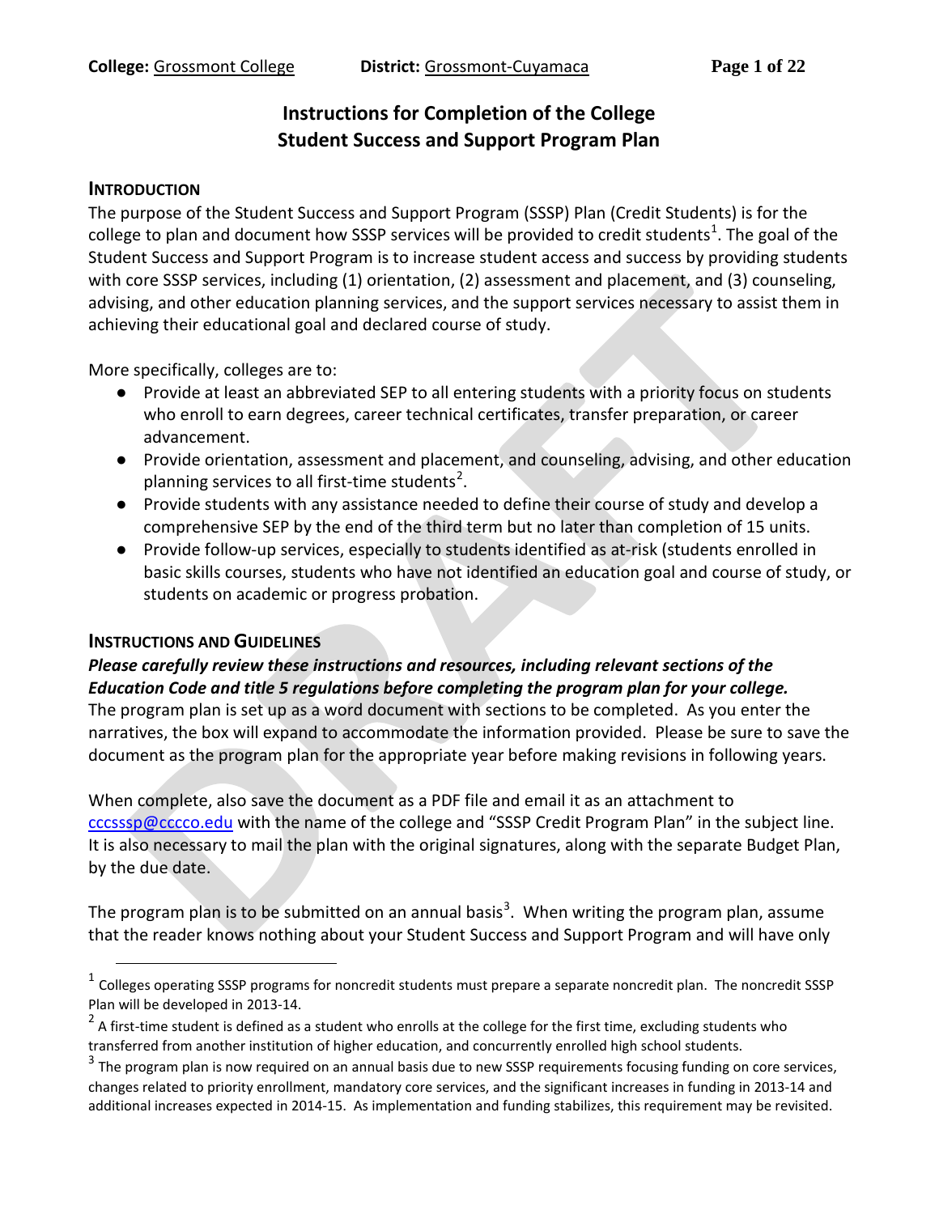**College:** Grossmont College **District:** Grossmont-Cuyamaca

# Instructions for Completion of the College Student Success and Support Program Plan

## INTRODUCTION

The purpose of the Student Success and Support Program (SSSP) Plan (Credit Students) is for the college to plan and document how SSSP services will be provided to credit students[1]. The goal of the Student Success and Support Program is to increase student access and success by providing students with core SSSP services, including (1) orientation, (2) assessment and placement, and (3) counseling, advising, and other education planning services, and the support services necessary to assist them in achieving their educational goal and declared course of study.

More specifically, colleges are to:

- Provide at least an abbreviated SEP to all entering students with a priority focus on students who enroll to earn degrees, career technical certificates, transfer preparation, or career advancement.
- Provide orientation, assessment and placement, and counseling, advising, and other education planning services to all first-time students[2].
- Provide students with any assistance needed to define their course of study and develop a comprehensive SEP by the end of the third term but no later than completion of 15 units.
- Provide follow-up services, especially to students identified as at-risk (students enrolled in basic skills courses, students who have not identified an education goal and course of study, or students on academic or progress probation.

## INSTRUCTIONS AND GUIDELINES

***Please carefully review these instructions and resources, including relevant sections of the Education Code and title 5 regulations before completing the program plan for your college.***

The program plan is set up as a word document with sections to be completed. As you enter the narratives, the box will expand to accommodate the information provided. Please be sure to save the document as the program plan for the appropriate year before making revisions in following years.

When complete, also save the document as a PDF file and email it as an attachment to cccsssp@cccco.edu with the name of the college and "SSSP Credit Program Plan" in the subject line. It is also necessary to mail the plan with the original signatures, along with the separate Budget Plan, by the due date.

The program plan is to be submitted on an annual basis[3]. When writing the program plan, assume that the reader knows nothing about your Student Success and Support Program and will have only

---

[1] Colleges operating SSSP programs for noncredit students must prepare a separate noncredit plan. The noncredit SSSP Plan will be developed in 2013-14.

[2] A first-time student is defined as a student who enrolls at the college for the first time, excluding students who transferred from another institution of higher education, and concurrently enrolled high school students.

[3] The program plan is now required on an annual basis due to new SSSP requirements focusing funding on core services, changes related to priority enrollment, mandatory core services, and the significant increases in funding in 2013-14 and additional increases expected in 2014-15. As implementation and funding stabilizes, this requirement may be revisited.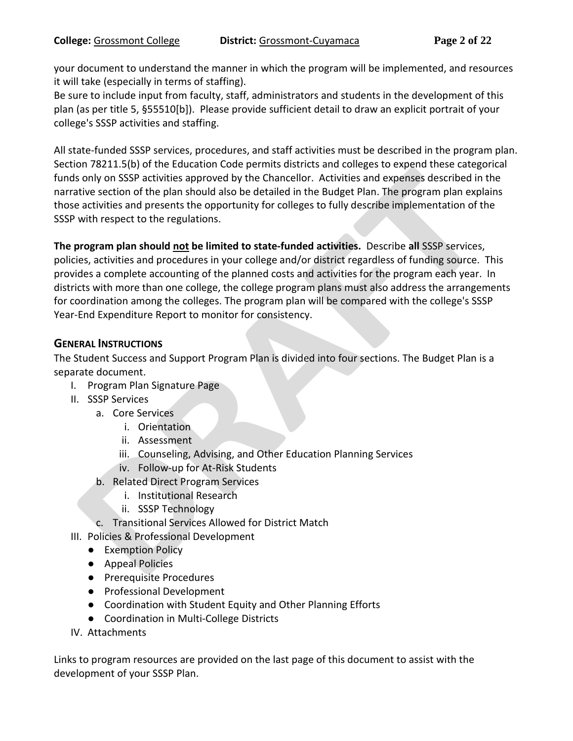your document to understand the manner in which the program will be implemented, and resources it will take (especially in terms of staffing).

Be sure to include input from faculty, staff, administrators and students in the development of this plan (as per title 5, §55510[b]). Please provide sufficient detail to draw an explicit portrait of your college's SSSP activities and staffing.

All state-funded SSSP services, procedures, and staff activities must be described in the program plan. Section 78211.5(b) of the Education Code permits districts and colleges to expend these categorical funds only on SSSP activities approved by the Chancellor. Activities and expenses described in the narrative section of the plan should also be detailed in the Budget Plan. The program plan explains those activities and presents the opportunity for colleges to fully describe implementation of the SSSP with respect to the regulations.

**The program plan should not be limited to state-funded activities.** Describe **all** SSSP services, policies, activities and procedures in your college and/or district regardless of funding source. This provides a complete accounting of the planned costs and activities for the program each year. In districts with more than one college, the college program plans must also address the arrangements for coordination among the colleges. The program plan will be compared with the college's SSSP Year-End Expenditure Report to monitor for consistency.

## General Instructions

The Student Success and Support Program Plan is divided into four sections. The Budget Plan is a separate document.

I. Program Plan Signature Page
II. SSSP Services
   a. Core Services
      i. Orientation
      ii. Assessment
      iii. Counseling, Advising, and Other Education Planning Services
      iv. Follow-up for At-Risk Students
   b. Related Direct Program Services
      i. Institutional Research
      ii. SSSP Technology
   c. Transitional Services Allowed for District Match
III. Policies & Professional Development
   - Exemption Policy
   - Appeal Policies
   - Prerequisite Procedures
   - Professional Development
   - Coordination with Student Equity and Other Planning Efforts
   - Coordination in Multi-College Districts
IV. Attachments

Links to program resources are provided on the last page of this document to assist with the development of your SSSP Plan.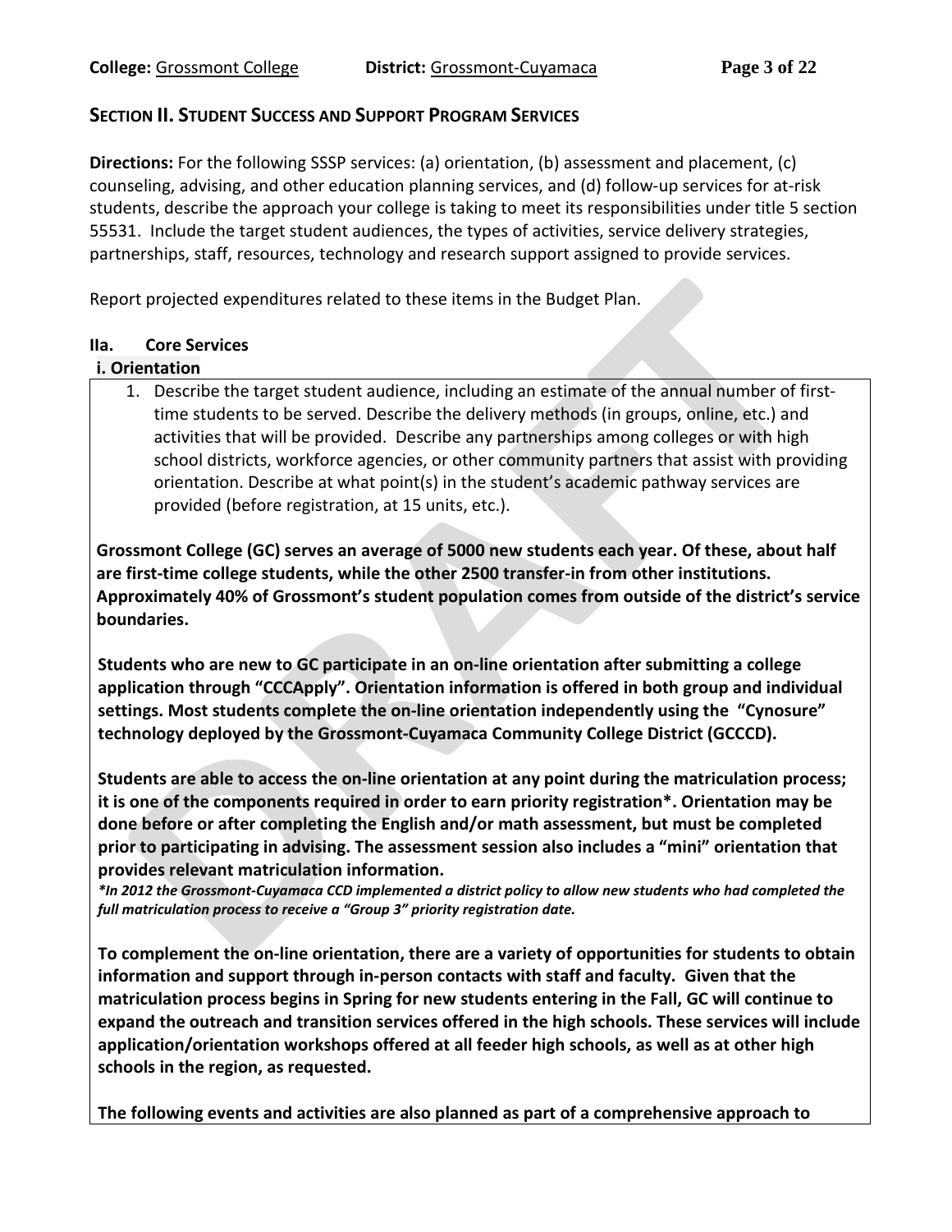## SECTION II. STUDENT SUCCESS AND SUPPORT PROGRAM SERVICES

**Directions:** For the following SSSP services: (a) orientation, (b) assessment and placement, (c) counseling, advising, and other education planning services, and (d) follow-up services for at-risk students, describe the approach your college is taking to meet its responsibilities under title 5 section 55531. Include the target student audiences, the types of activities, service delivery strategies, partnerships, staff, resources, technology and research support assigned to provide services.

Report projected expenditures related to these items in the Budget Plan.

### IIa. Core Services

#### i. Orientation

1. Describe the target student audience, including an estimate of the annual number of first-time students to be served. Describe the delivery methods (in groups, online, etc.) and activities that will be provided. Describe any partnerships among colleges or with high school districts, workforce agencies, or other community partners that assist with providing orientation. Describe at what point(s) in the student's academic pathway services are provided (before registration, at 15 units, etc.).

**Grossmont College (GC) serves an average of 5000 new students each year. Of these, about half are first-time college students, while the other 2500 transfer-in from other institutions. Approximately 40% of Grossmont's student population comes from outside of the district's service boundaries.**

**Students who are new to GC participate in an on-line orientation after submitting a college application through "CCCApply". Orientation information is offered in both group and individual settings. Most students complete the on-line orientation independently using the "Cynosure" technology deployed by the Grossmont-Cuyamaca Community College District (GCCCD).**

**Students are able to access the on-line orientation at any point during the matriculation process; it is one of the components required in order to earn priority registration*. Orientation may be done before or after completing the English and/or math assessment, but must be completed prior to participating in advising. The assessment session also includes a "mini" orientation that provides relevant matriculation information.**

***In 2012 the Grossmont-Cuyamaca CCD implemented a district policy to allow new students who had completed the full matriculation process to receive a "Group 3" priority registration date.***

**To complement the on-line orientation, there are a variety of opportunities for students to obtain information and support through in-person contacts with staff and faculty. Given that the matriculation process begins in Spring for new students entering in the Fall, GC will continue to expand the outreach and transition services offered in the high schools. These services will include application/orientation workshops offered at all feeder high schools, as well as at other high schools in the region, as requested.**

**The following events and activities are also planned as part of a comprehensive approach to**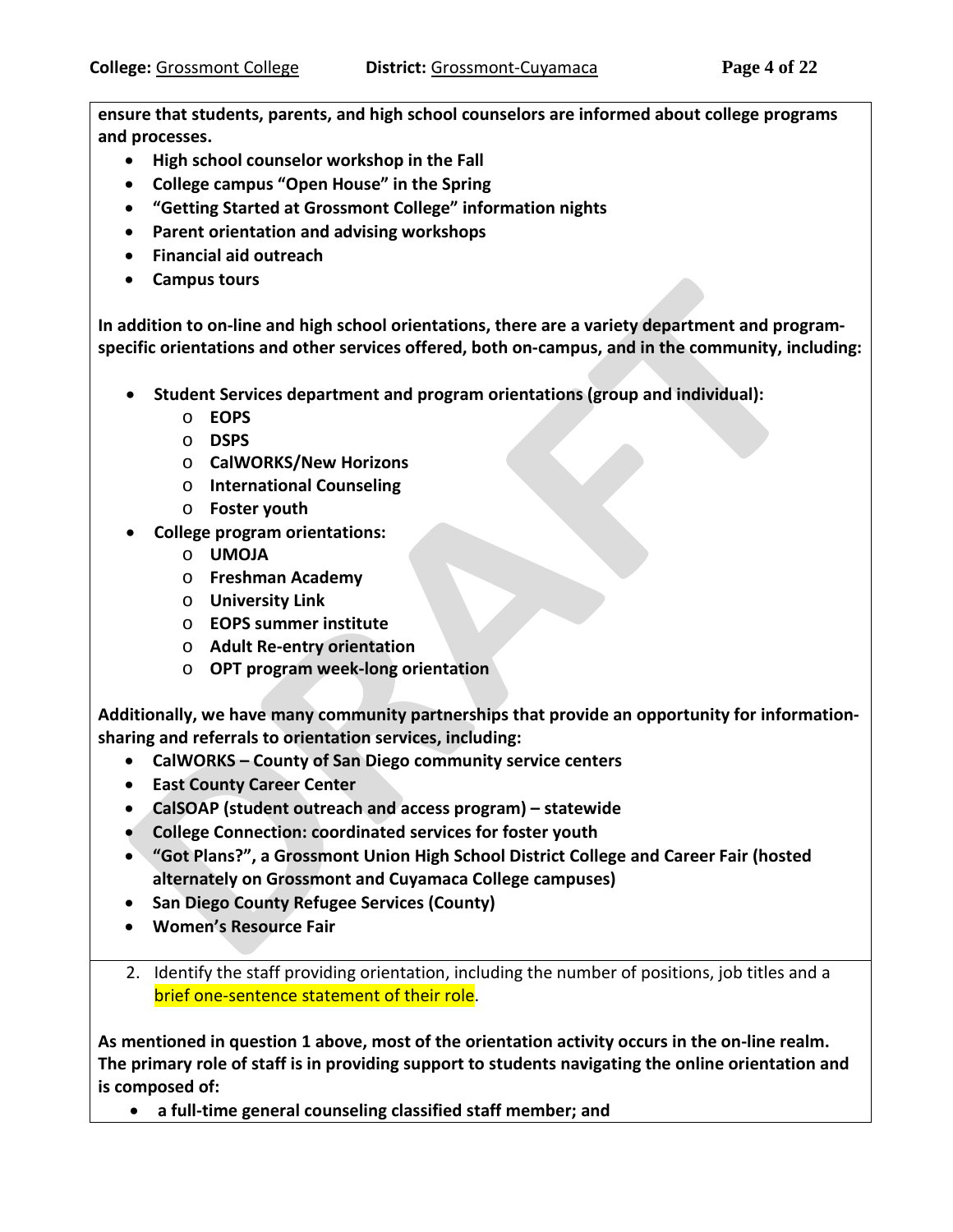**ensure that students, parents, and high school counselors are informed about college programs and processes.**

- **High school counselor workshop in the Fall**
- **College campus "Open House" in the Spring**
- **"Getting Started at Grossmont College" information nights**
- **Parent orientation and advising workshops**
- **Financial aid outreach**
- **Campus tours**

**In addition to on-line and high school orientations, there are a variety department and program-specific orientations and other services offered, both on-campus, and in the community, including:**

- **Student Services department and program orientations (group and individual):**
  - **EOPS**
  - **DSPS**
  - **CalWORKS/New Horizons**
  - **International Counseling**
  - **Foster youth**
- **College program orientations:**
  - **UMOJA**
  - **Freshman Academy**
  - **University Link**
  - **EOPS summer institute**
  - **Adult Re-entry orientation**
  - **OPT program week-long orientation**

**Additionally, we have many community partnerships that provide an opportunity for information-sharing and referrals to orientation services, including:**

- **CalWORKS – County of San Diego community service centers**
- **East County Career Center**
- **CalSOAP (student outreach and access program) – statewide**
- **College Connection: coordinated services for foster youth**
- **"Got Plans?", a Grossmont Union High School District College and Career Fair (hosted alternately on Grossmont and Cuyamaca College campuses)**
- **San Diego County Refugee Services (County)**
- **Women's Resource Fair**

2. Identify the staff providing orientation, including the number of positions, job titles and a brief one-sentence statement of their role.

**As mentioned in question 1 above, most of the orientation activity occurs in the on-line realm. The primary role of staff is in providing support to students navigating the online orientation and is composed of:**

- **a full-time general counseling classified staff member; and**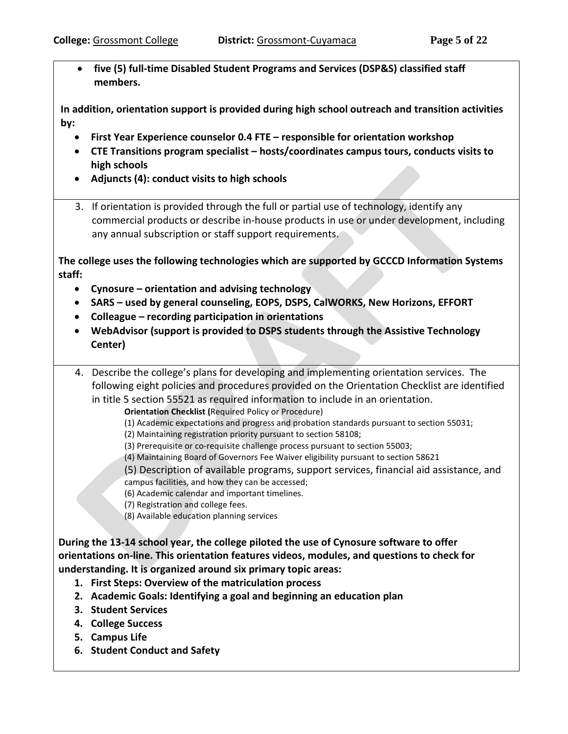- **five (5) full-time Disabled Student Programs and Services (DSP&S) classified staff members.**

**In addition, orientation support is provided during high school outreach and transition activities by:**

- **First Year Experience counselor 0.4 FTE – responsible for orientation workshop**
- **CTE Transitions program specialist – hosts/coordinates campus tours, conducts visits to high schools**
- **Adjuncts (4): conduct visits to high schools**

3. If orientation is provided through the full or partial use of technology, identify any commercial products or describe in-house products in use or under development, including any annual subscription or staff support requirements.

**The college uses the following technologies which are supported by GCCCD Information Systems staff:**

- **Cynosure – orientation and advising technology**
- **SARS – used by general counseling, EOPS, DSPS, CalWORKS, New Horizons, EFFORT**
- **Colleague – recording participation in orientations**
- **WebAdvisor (support is provided to DSPS students through the Assistive Technology Center)**

4. Describe the college's plans for developing and implementing orientation services. The following eight policies and procedures provided on the Orientation Checklist are identified in title 5 section 55521 as required information to include in an orientation.

   **Orientation Checklist (**Required Policy or Procedure)

   (1) Academic expectations and progress and probation standards pursuant to section 55031;
   (2) Maintaining registration priority pursuant to section 58108;
   (3) Prerequisite or co-requisite challenge process pursuant to section 55003;
   (4) Maintaining Board of Governors Fee Waiver eligibility pursuant to section 58621
   (5) Description of available programs, support services, financial aid assistance, and campus facilities, and how they can be accessed;
   (6) Academic calendar and important timelines.
   (7) Registration and college fees.
   (8) Available education planning services

**During the 13-14 school year, the college piloted the use of Cynosure software to offer orientations on-line. This orientation features videos, modules, and questions to check for understanding. It is organized around six primary topic areas:**

1. **First Steps: Overview of the matriculation process**
2. **Academic Goals: Identifying a goal and beginning an education plan**
3. **Student Services**
4. **College Success**
5. **Campus Life**
6. **Student Conduct and Safety**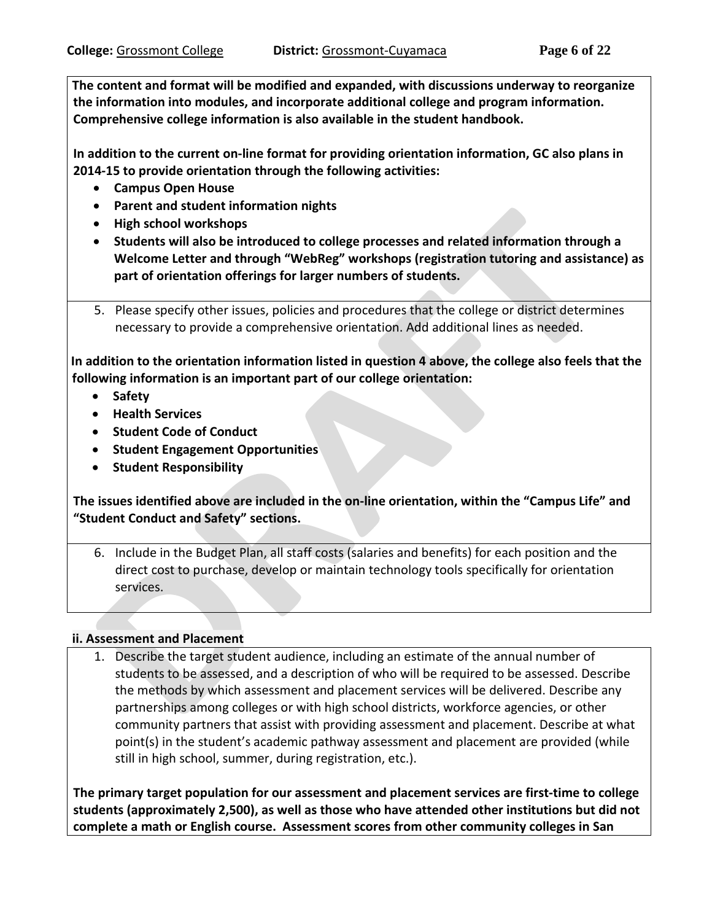**The content and format will be modified and expanded, with discussions underway to reorganize the information into modules, and incorporate additional college and program information. Comprehensive college information is also available in the student handbook.**

**In addition to the current on-line format for providing orientation information, GC also plans in 2014-15 to provide orientation through the following activities:**

- **Campus Open House**
- **Parent and student information nights**
- **High school workshops**
- **Students will also be introduced to college processes and related information through a Welcome Letter and through "WebReg" workshops (registration tutoring and assistance) as part of orientation offerings for larger numbers of students.**

5. Please specify other issues, policies and procedures that the college or district determines necessary to provide a comprehensive orientation. Add additional lines as needed.

**In addition to the orientation information listed in question 4 above, the college also feels that the following information is an important part of our college orientation:**

- **Safety**
- **Health Services**
- **Student Code of Conduct**
- **Student Engagement Opportunities**
- **Student Responsibility**

**The issues identified above are included in the on-line orientation, within the "Campus Life" and "Student Conduct and Safety" sections.**

6. Include in the Budget Plan, all staff costs (salaries and benefits) for each position and the direct cost to purchase, develop or maintain technology tools specifically for orientation services.

**ii. Assessment and Placement**

1. Describe the target student audience, including an estimate of the annual number of students to be assessed, and a description of who will be required to be assessed. Describe the methods by which assessment and placement services will be delivered. Describe any partnerships among colleges or with high school districts, workforce agencies, or other community partners that assist with providing assessment and placement. Describe at what point(s) in the student's academic pathway assessment and placement are provided (while still in high school, summer, during registration, etc.).

**The primary target population for our assessment and placement services are first-time to college students (approximately 2,500), as well as those who have attended other institutions but did not complete a math or English course. Assessment scores from other community colleges in San**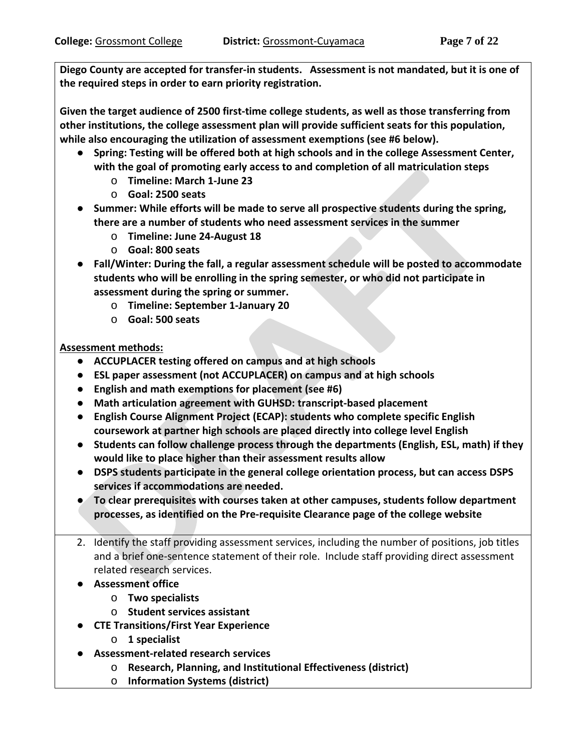**Diego County are accepted for transfer-in students. Assessment is not mandated, but it is one of the required steps in order to earn priority registration.**

**Given the target audience of 2500 first-time college students, as well as those transferring from other institutions, the college assessment plan will provide sufficient seats for this population, while also encouraging the utilization of assessment exemptions (see #6 below).**

- **Spring: Testing will be offered both at high schools and in the college Assessment Center, with the goal of promoting early access to and completion of all matriculation steps**
  - **Timeline: March 1-June 23**
  - **Goal: 2500 seats**
- **Summer: While efforts will be made to serve all prospective students during the spring, there are a number of students who need assessment services in the summer**
  - **Timeline: June 24-August 18**
  - **Goal: 800 seats**
- **Fall/Winter: During the fall, a regular assessment schedule will be posted to accommodate students who will be enrolling in the spring semester, or who did not participate in assessment during the spring or summer.**
  - **Timeline: September 1-January 20**
  - **Goal: 500 seats**

**Assessment methods:**

- **ACCUPLACER testing offered on campus and at high schools**
- **ESL paper assessment (not ACCUPLACER) on campus and at high schools**
- **English and math exemptions for placement (see #6)**
- **Math articulation agreement with GUHSD: transcript-based placement**
- **English Course Alignment Project (ECAP): students who complete specific English coursework at partner high schools are placed directly into college level English**
- **Students can follow challenge process through the departments (English, ESL, math) if they would like to place higher than their assessment results allow**
- **DSPS students participate in the general college orientation process, but can access DSPS services if accommodations are needed.**
- **To clear prerequisites with courses taken at other campuses, students follow department processes, as identified on the Pre-requisite Clearance page of the college website**

2. Identify the staff providing assessment services, including the number of positions, job titles and a brief one-sentence statement of their role. Include staff providing direct assessment related research services.

- **Assessment office**
  - **Two specialists**
  - **Student services assistant**
- **CTE Transitions/First Year Experience**
  - **1 specialist**
- **Assessment-related research services**
  - **Research, Planning, and Institutional Effectiveness (district)**
  - **Information Systems (district)**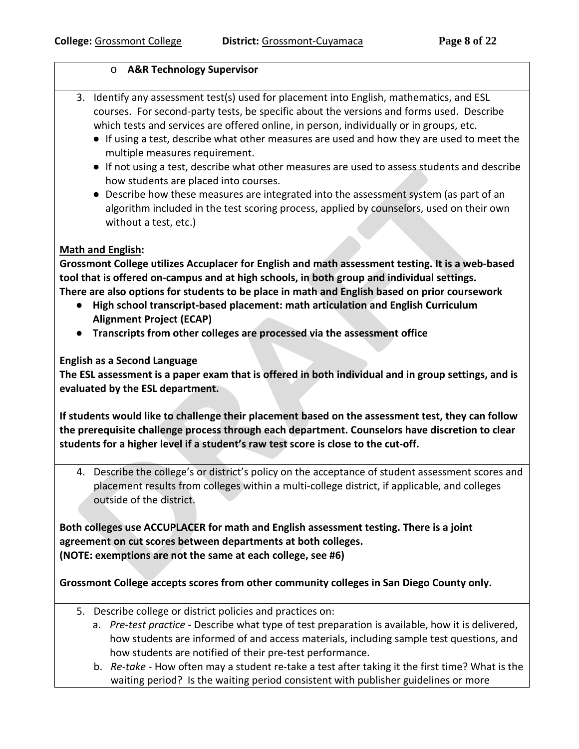- **A&R Technology Supervisor**

3. Identify any assessment test(s) used for placement into English, mathematics, and ESL courses. For second-party tests, be specific about the versions and forms used. Describe which tests and services are offered online, in person, individually or in groups, etc.
   - If using a test, describe what other measures are used and how they are used to meet the multiple measures requirement.
   - If not using a test, describe what other measures are used to assess students and describe how students are placed into courses.
   - Describe how these measures are integrated into the assessment system (as part of an algorithm included in the test scoring process, applied by counselors, used on their own without a test, etc.)

**Math and English:**

**Grossmont College utilizes Accuplacer for English and math assessment testing. It is a web-based tool that is offered on-campus and at high schools, in both group and individual settings. There are also options for students to be place in math and English based on prior coursework**

- **High school transcript-based placement: math articulation and English Curriculum Alignment Project (ECAP)**
- **Transcripts from other colleges are processed via the assessment office**

**English as a Second Language**

**The ESL assessment is a paper exam that is offered in both individual and in group settings, and is evaluated by the ESL department.**

**If students would like to challenge their placement based on the assessment test, they can follow the prerequisite challenge process through each department. Counselors have discretion to clear students for a higher level if a student's raw test score is close to the cut-off.**

4. Describe the college's or district's policy on the acceptance of student assessment scores and placement results from colleges within a multi-college district, if applicable, and colleges outside of the district.

**Both colleges use ACCUPLACER for math and English assessment testing. There is a joint agreement on cut scores between departments at both colleges.**
**(NOTE: exemptions are not the same at each college, see #6)**

**Grossmont College accepts scores from other community colleges in San Diego County only.**

5. Describe college or district policies and practices on:
   a. *Pre-test practice* - Describe what type of test preparation is available, how it is delivered, how students are informed of and access materials, including sample test questions, and how students are notified of their pre-test performance.
   b. *Re-take* - How often may a student re-take a test after taking it the first time? What is the waiting period? Is the waiting period consistent with publisher guidelines or more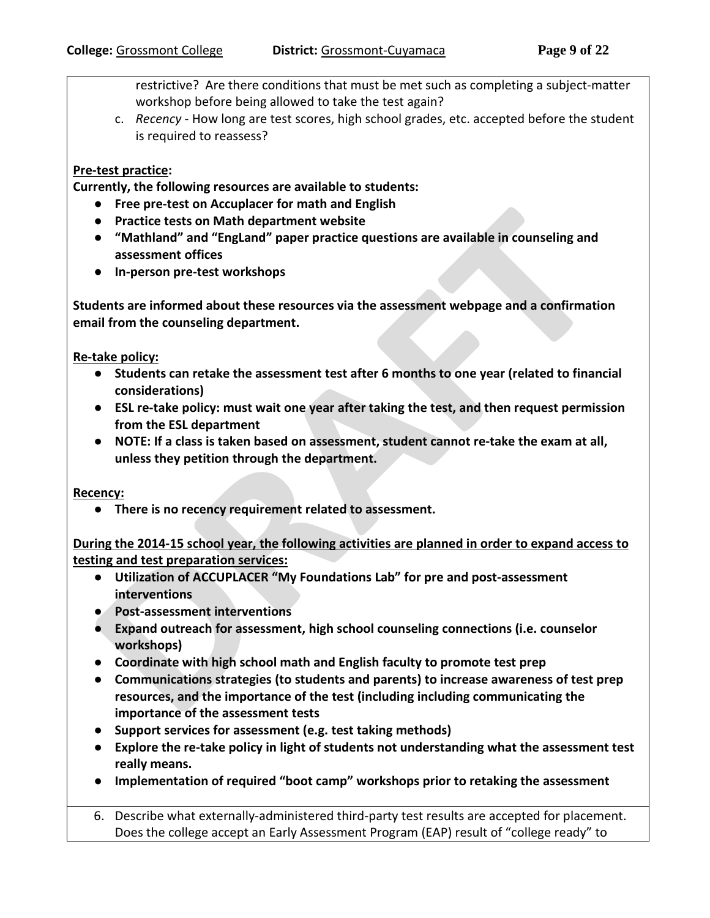restrictive? Are there conditions that must be met such as completing a subject-matter workshop before being allowed to take the test again?

c. *Recency* - How long are test scores, high school grades, etc. accepted before the student is required to reassess?

**Pre-test practice:**

**Currently, the following resources are available to students:**

- **Free pre-test on Accuplacer for math and English**
- **Practice tests on Math department website**
- **"Mathland" and "EngLand" paper practice questions are available in counseling and assessment offices**
- **In-person pre-test workshops**

**Students are informed about these resources via the assessment webpage and a confirmation email from the counseling department.**

**Re-take policy:**

- **Students can retake the assessment test after 6 months to one year (related to financial considerations)**
- **ESL re-take policy: must wait one year after taking the test, and then request permission from the ESL department**
- **NOTE: If a class is taken based on assessment, student cannot re-take the exam at all, unless they petition through the department.**

**Recency:**

- **There is no recency requirement related to assessment.**

**During the 2014-15 school year, the following activities are planned in order to expand access to testing and test preparation services:**

- **Utilization of ACCUPLACER "My Foundations Lab" for pre and post-assessment interventions**
- **Post-assessment interventions**
- **Expand outreach for assessment, high school counseling connections (i.e. counselor workshops)**
- **Coordinate with high school math and English faculty to promote test prep**
- **Communications strategies (to students and parents) to increase awareness of test prep resources, and the importance of the test (including including communicating the importance of the assessment tests**
- **Support services for assessment (e.g. test taking methods)**
- **Explore the re-take policy in light of students not understanding what the assessment test really means.**
- **Implementation of required "boot camp" workshops prior to retaking the assessment**

6. Describe what externally-administered third-party test results are accepted for placement. Does the college accept an Early Assessment Program (EAP) result of "college ready" to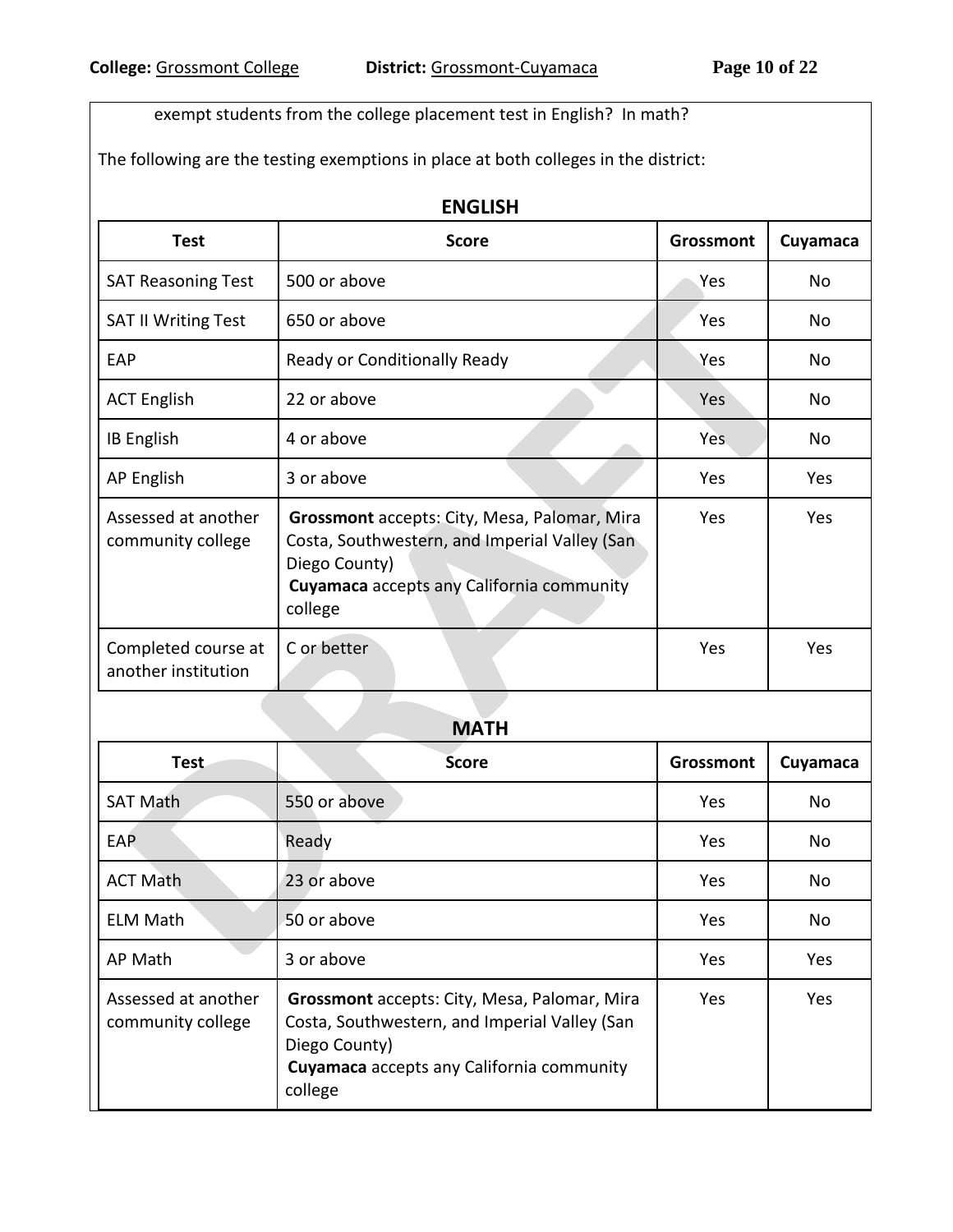exempt students from the college placement test in English? In math?

The following are the testing exemptions in place at both colleges in the district:

**ENGLISH**

| Test | Score | Grossmont | Cuyamaca |
|---|---|---|---|
| SAT Reasoning Test | 500 or above | Yes | No |
| SAT II Writing Test | 650 or above | Yes | No |
| EAP | Ready or Conditionally Ready | Yes | No |
| ACT English | 22 or above | Yes | No |
| IB English | 4 or above | Yes | No |
| AP English | 3 or above | Yes | Yes |
| Assessed at another community college | **Grossmont** accepts: City, Mesa, Palomar, Mira Costa, Southwestern, and Imperial Valley (San Diego County) **Cuyamaca** accepts any California community college | Yes | Yes |
| Completed course at another institution | C or better | Yes | Yes |

**MATH**

| Test | Score | Grossmont | Cuyamaca |
|---|---|---|---|
| SAT Math | 550 or above | Yes | No |
| EAP | Ready | Yes | No |
| ACT Math | 23 or above | Yes | No |
| ELM Math | 50 or above | Yes | No |
| AP Math | 3 or above | Yes | Yes |
| Assessed at another community college | **Grossmont** accepts: City, Mesa, Palomar, Mira Costa, Southwestern, and Imperial Valley (San Diego County) **Cuyamaca** accepts any California community college | Yes | Yes |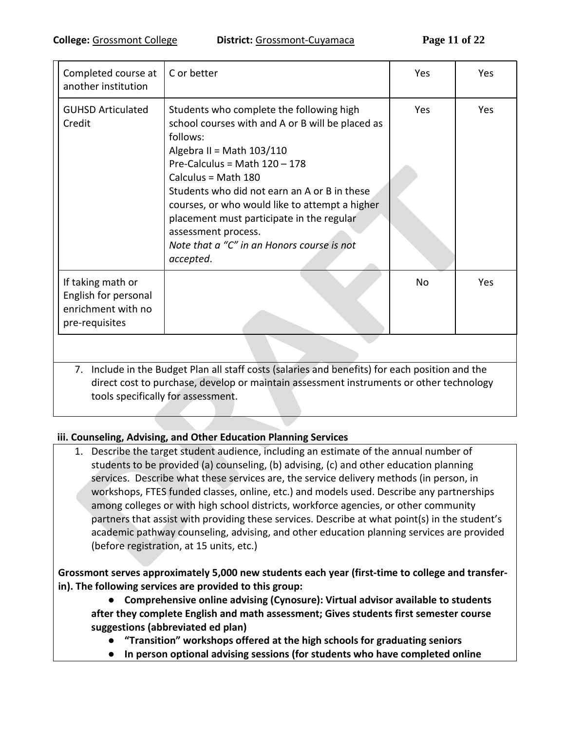| | | | |
|---|---|---|---|
| Completed course at another institution | C or better | Yes | Yes |
| GUHSD Articulated Credit | Students who complete the following high school courses with and A or B will be placed as follows:<br>Algebra II = Math 103/110<br>Pre-Calculus = Math 120 – 178<br>Calculus = Math 180<br>Students who did not earn an A or B in these courses, or who would like to attempt a higher placement must participate in the regular assessment process.<br>*Note that a "C" in an Honors course is not accepted*. | Yes | Yes |
| If taking math or English for personal enrichment with no pre-requisites | | No | Yes |

7. Include in the Budget Plan all staff costs (salaries and benefits) for each position and the direct cost to purchase, develop or maintain assessment instruments or other technology tools specifically for assessment.

#### iii. Counseling, Advising, and Other Education Planning Services

1. Describe the target student audience, including an estimate of the annual number of students to be provided (a) counseling, (b) advising, (c) and other education planning services. Describe what these services are, the service delivery methods (in person, in workshops, FTES funded classes, online, etc.) and models used. Describe any partnerships among colleges or with high school districts, workforce agencies, or other community partners that assist with providing these services. Describe at what point(s) in the student's academic pathway counseling, advising, and other education planning services are provided (before registration, at 15 units, etc.)

**Grossmont serves approximately 5,000 new students each year (first-time to college and transfer-in). The following services are provided to this group:**

- **Comprehensive online advising (Cynosure): Virtual advisor available to students after they complete English and math assessment; Gives students first semester course suggestions (abbreviated ed plan)**
- **"Transition" workshops offered at the high schools for graduating seniors**
- **In person optional advising sessions (for students who have completed online**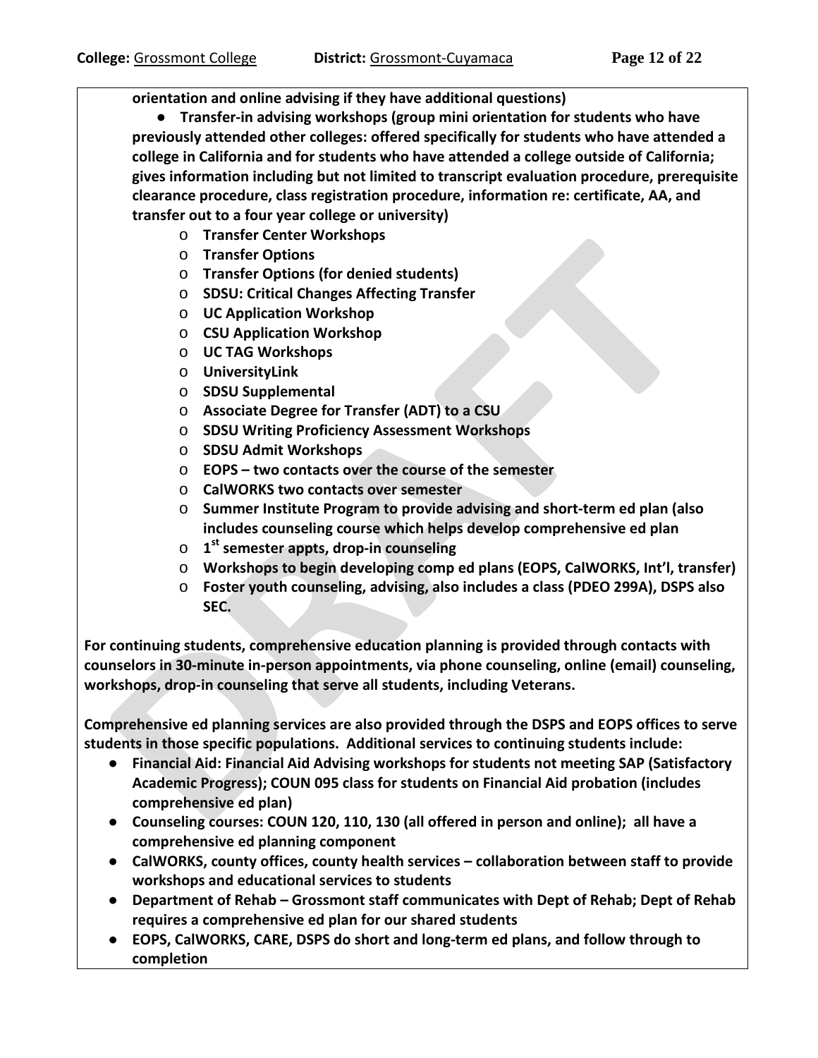**orientation and online advising if they have additional questions)**

- **Transfer-in advising workshops (group mini orientation for students who have previously attended other colleges: offered specifically for students who have attended a college in California and for students who have attended a college outside of California; gives information including but not limited to transcript evaluation procedure, prerequisite clearance procedure, class registration procedure, information re: certificate, AA, and transfer out to a four year college or university)**
  - **Transfer Center Workshops**
  - **Transfer Options**
  - **Transfer Options (for denied students)**
  - **SDSU: Critical Changes Affecting Transfer**
  - **UC Application Workshop**
  - **CSU Application Workshop**
  - **UC TAG Workshops**
  - **UniversityLink**
  - **SDSU Supplemental**
  - **Associate Degree for Transfer (ADT) to a CSU**
  - **SDSU Writing Proficiency Assessment Workshops**
  - **SDSU Admit Workshops**
  - **EOPS – two contacts over the course of the semester**
  - **CalWORKS two contacts over semester**
  - **Summer Institute Program to provide advising and short-term ed plan (also includes counseling course which helps develop comprehensive ed plan**
  - **1st semester appts, drop-in counseling**
  - **Workshops to begin developing comp ed plans (EOPS, CalWORKS, Int'l, transfer)**
  - **Foster youth counseling, advising, also includes a class (PDEO 299A), DSPS also SEC.**

**For continuing students, comprehensive education planning is provided through contacts with counselors in 30-minute in-person appointments, via phone counseling, online (email) counseling, workshops, drop-in counseling that serve all students, including Veterans.**

**Comprehensive ed planning services are also provided through the DSPS and EOPS offices to serve students in those specific populations. Additional services to continuing students include:**

- **Financial Aid: Financial Aid Advising workshops for students not meeting SAP (Satisfactory Academic Progress); COUN 095 class for students on Financial Aid probation (includes comprehensive ed plan)**
- **Counseling courses: COUN 120, 110, 130 (all offered in person and online); all have a comprehensive ed planning component**
- **CalWORKS, county offices, county health services – collaboration between staff to provide workshops and educational services to students**
- **Department of Rehab – Grossmont staff communicates with Dept of Rehab; Dept of Rehab requires a comprehensive ed plan for our shared students**
- **EOPS, CalWORKS, CARE, DSPS do short and long-term ed plans, and follow through to completion**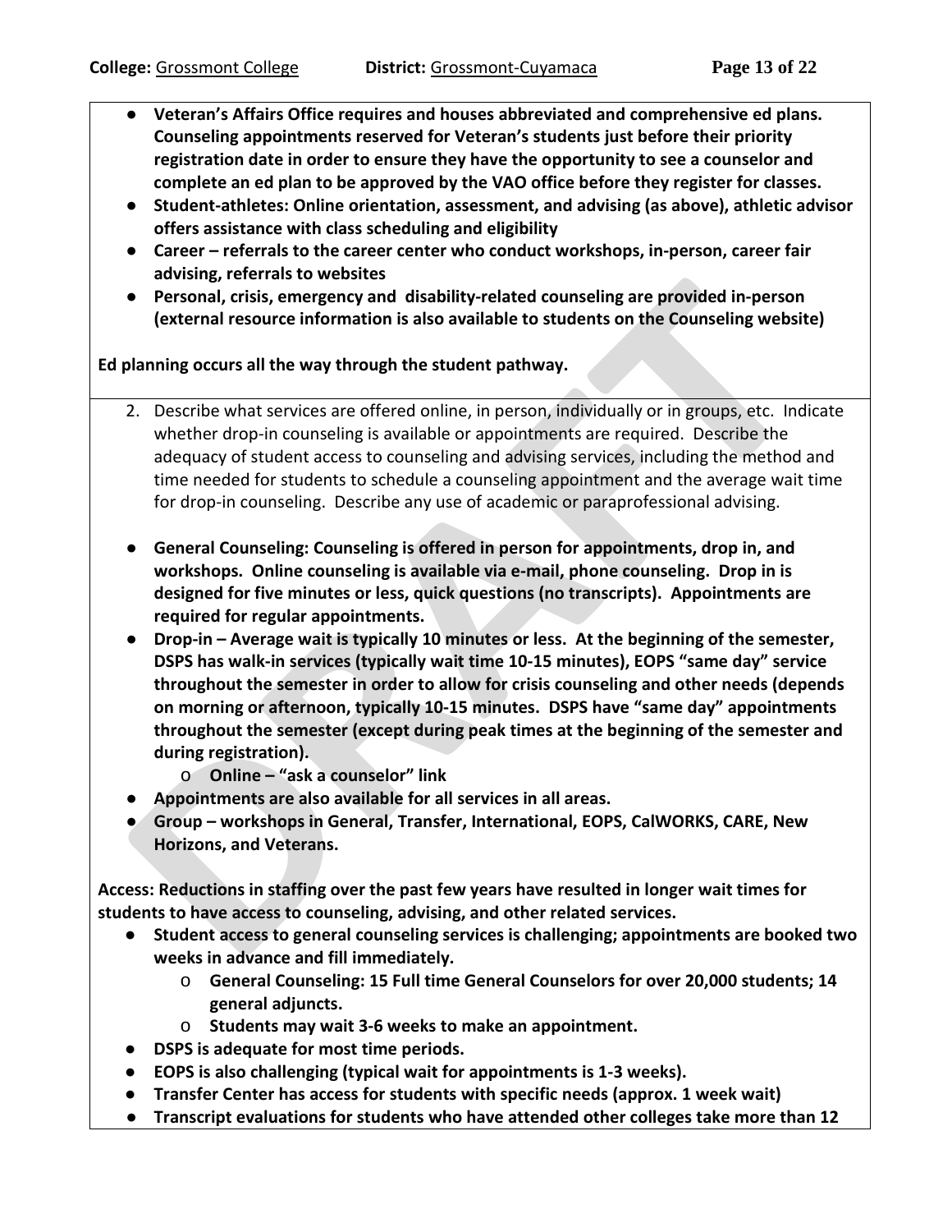- **Veteran's Affairs Office requires and houses abbreviated and comprehensive ed plans. Counseling appointments reserved for Veteran's students just before their priority registration date in order to ensure they have the opportunity to see a counselor and complete an ed plan to be approved by the VAO office before they register for classes.**
- **Student-athletes: Online orientation, assessment, and advising (as above), athletic advisor offers assistance with class scheduling and eligibility**
- **Career – referrals to the career center who conduct workshops, in-person, career fair advising, referrals to websites**
- **Personal, crisis, emergency and disability-related counseling are provided in-person (external resource information is also available to students on the Counseling website)**

**Ed planning occurs all the way through the student pathway.**

2. Describe what services are offered online, in person, individually or in groups, etc. Indicate whether drop-in counseling is available or appointments are required. Describe the adequacy of student access to counseling and advising services, including the method and time needed for students to schedule a counseling appointment and the average wait time for drop-in counseling. Describe any use of academic or paraprofessional advising.

- **General Counseling: Counseling is offered in person for appointments, drop in, and workshops. Online counseling is available via e-mail, phone counseling. Drop in is designed for five minutes or less, quick questions (no transcripts). Appointments are required for regular appointments.**
- **Drop-in – Average wait is typically 10 minutes or less. At the beginning of the semester, DSPS has walk-in services (typically wait time 10-15 minutes), EOPS "same day" service throughout the semester in order to allow for crisis counseling and other needs (depends on morning or afternoon, typically 10-15 minutes. DSPS have "same day" appointments throughout the semester (except during peak times at the beginning of the semester and during registration).**
  - **Online – "ask a counselor" link**
- **Appointments are also available for all services in all areas.**
- **Group – workshops in General, Transfer, International, EOPS, CalWORKS, CARE, New Horizons, and Veterans.**

**Access: Reductions in staffing over the past few years have resulted in longer wait times for students to have access to counseling, advising, and other related services.**

- **Student access to general counseling services is challenging; appointments are booked two weeks in advance and fill immediately.**
  - **General Counseling: 15 Full time General Counselors for over 20,000 students; 14 general adjuncts.**
  - **Students may wait 3-6 weeks to make an appointment.**
- **DSPS is adequate for most time periods.**
- **EOPS is also challenging (typical wait for appointments is 1-3 weeks).**
- **Transfer Center has access for students with specific needs (approx. 1 week wait)**
- **Transcript evaluations for students who have attended other colleges take more than 12**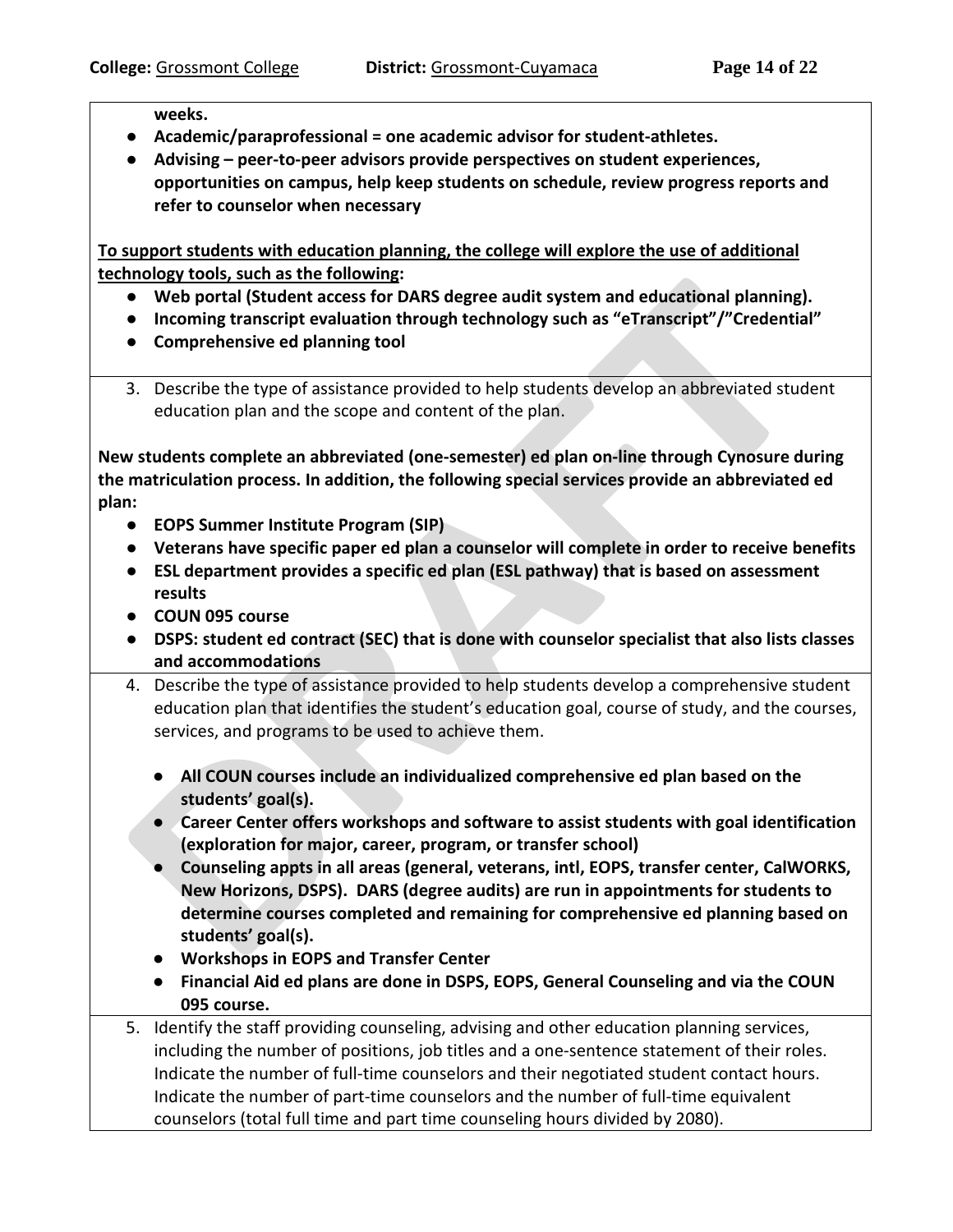**weeks.**

- **Academic/paraprofessional = one academic advisor for student-athletes.**
- **Advising – peer-to-peer advisors provide perspectives on student experiences, opportunities on campus, help keep students on schedule, review progress reports and refer to counselor when necessary**

**<u>To support students with education planning, the college will explore the use of additional technology tools, such as the following</u>:**

- **Web portal (Student access for DARS degree audit system and educational planning).**
- **Incoming transcript evaluation through technology such as "eTranscript"/"Credential"**
- **Comprehensive ed planning tool**

3. Describe the type of assistance provided to help students develop an abbreviated student education plan and the scope and content of the plan.

**New students complete an abbreviated (one-semester) ed plan on-line through Cynosure during the matriculation process. In addition, the following special services provide an abbreviated ed plan:**

- **EOPS Summer Institute Program (SIP)**
- **Veterans have specific paper ed plan a counselor will complete in order to receive benefits**
- **ESL department provides a specific ed plan (ESL pathway) that is based on assessment results**
- **COUN 095 course**
- **DSPS: student ed contract (SEC) that is done with counselor specialist that also lists classes and accommodations**

4. Describe the type of assistance provided to help students develop a comprehensive student education plan that identifies the student's education goal, course of study, and the courses, services, and programs to be used to achieve them.

   - **All COUN courses include an individualized comprehensive ed plan based on the students' goal(s).**
   - **Career Center offers workshops and software to assist students with goal identification (exploration for major, career, program, or transfer school)**
   - **Counseling appts in all areas (general, veterans, intl, EOPS, transfer center, CalWORKS, New Horizons, DSPS). DARS (degree audits) are run in appointments for students to determine courses completed and remaining for comprehensive ed planning based on students' goal(s).**
   - **Workshops in EOPS and Transfer Center**
   - **Financial Aid ed plans are done in DSPS, EOPS, General Counseling and via the COUN 095 course.**

5. Identify the staff providing counseling, advising and other education planning services, including the number of positions, job titles and a one-sentence statement of their roles. Indicate the number of full-time counselors and their negotiated student contact hours. Indicate the number of part-time counselors and the number of full-time equivalent counselors (total full time and part time counseling hours divided by 2080).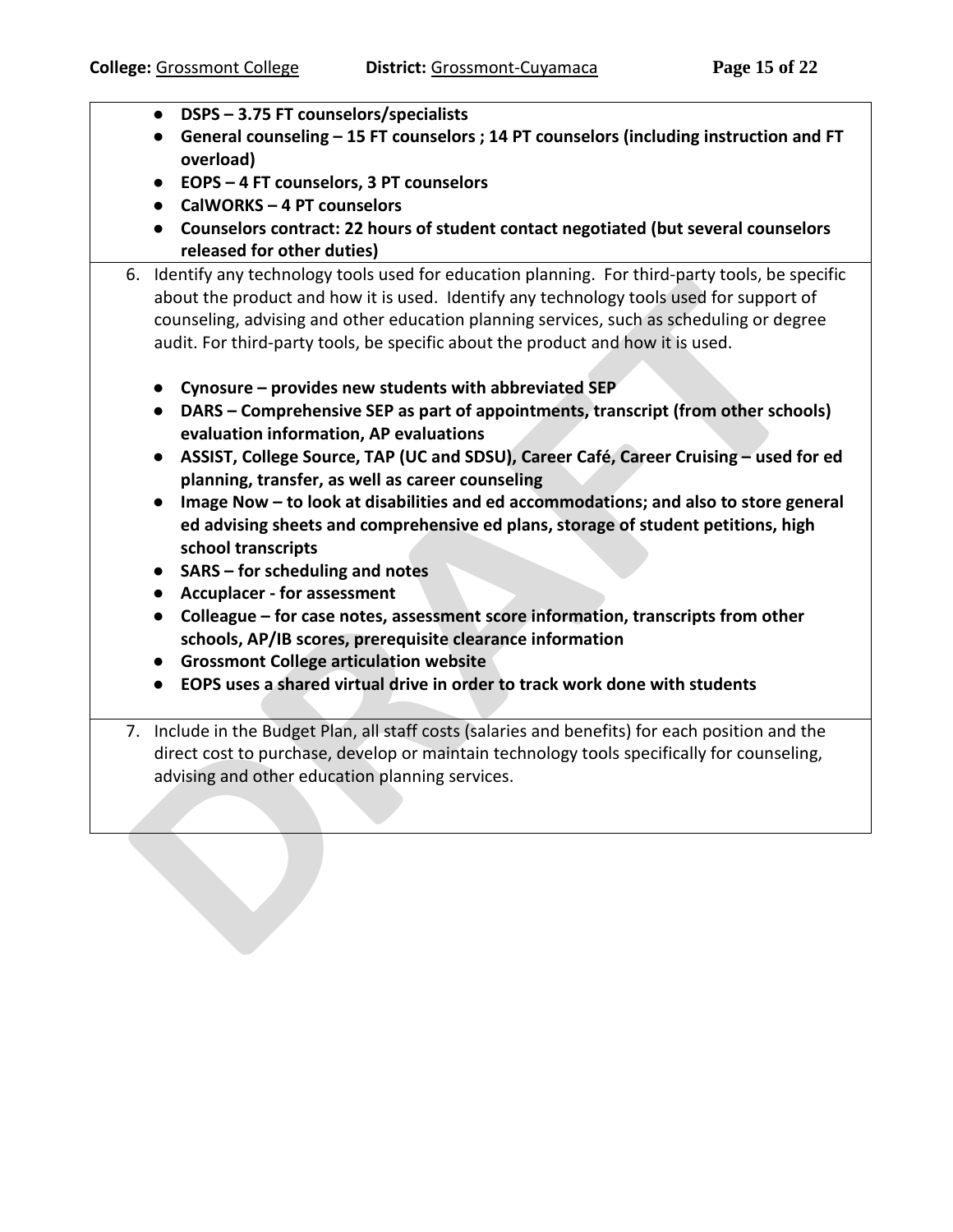- **DSPS – 3.75 FT counselors/specialists**
- **General counseling – 15 FT counselors ; 14 PT counselors (including instruction and FT overload)**
- **EOPS – 4 FT counselors, 3 PT counselors**
- **CalWORKS – 4 PT counselors**
- **Counselors contract: 22 hours of student contact negotiated (but several counselors released for other duties)**

6. Identify any technology tools used for education planning. For third-party tools, be specific about the product and how it is used. Identify any technology tools used for support of counseling, advising and other education planning services, such as scheduling or degree audit. For third-party tools, be specific about the product and how it is used.

   - **Cynosure – provides new students with abbreviated SEP**
   - **DARS – Comprehensive SEP as part of appointments, transcript (from other schools) evaluation information, AP evaluations**
   - **ASSIST, College Source, TAP (UC and SDSU), Career Café, Career Cruising – used for ed planning, transfer, as well as career counseling**
   - **Image Now – to look at disabilities and ed accommodations; and also to store general ed advising sheets and comprehensive ed plans, storage of student petitions, high school transcripts**
   - **SARS – for scheduling and notes**
   - **Accuplacer - for assessment**
   - **Colleague – for case notes, assessment score information, transcripts from other schools, AP/IB scores, prerequisite clearance information**
   - **Grossmont College articulation website**
   - **EOPS uses a shared virtual drive in order to track work done with students**

7. Include in the Budget Plan, all staff costs (salaries and benefits) for each position and the direct cost to purchase, develop or maintain technology tools specifically for counseling, advising and other education planning services.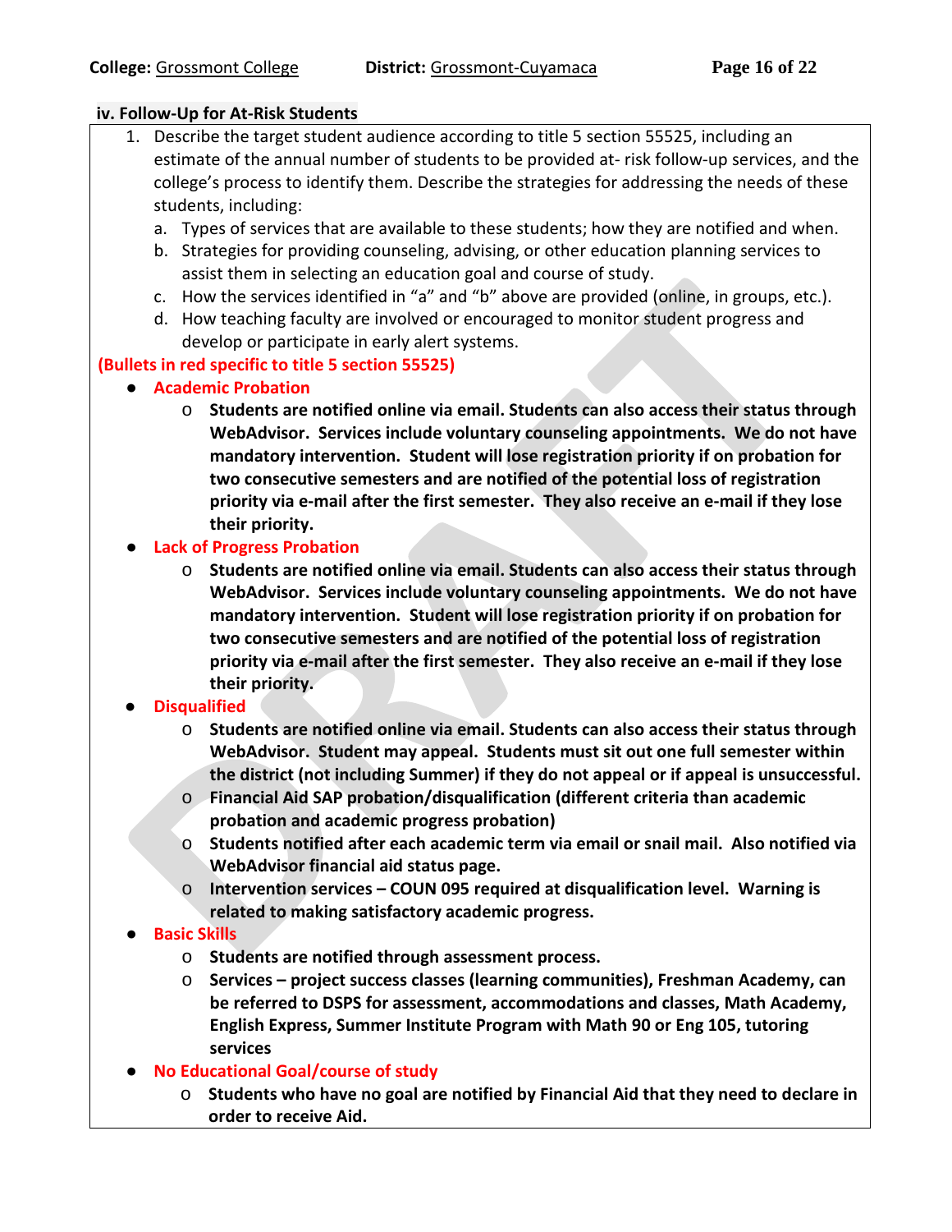### iv. Follow-Up for At-Risk Students

1. Describe the target student audience according to title 5 section 55525, including an estimate of the annual number of students to be provided at- risk follow-up services, and the college's process to identify them. Describe the strategies for addressing the needs of these students, including:
   a. Types of services that are available to these students; how they are notified and when.
   b. Strategies for providing counseling, advising, or other education planning services to assist them in selecting an education goal and course of study.
   c. How the services identified in "a" and "b" above are provided (online, in groups, etc.).
   d. How teaching faculty are involved or encouraged to monitor student progress and develop or participate in early alert systems.

**(Bullets in red specific to title 5 section 55525)**

- **Academic Probation**
  - **Students are notified online via email. Students can also access their status through WebAdvisor. Services include voluntary counseling appointments. We do not have mandatory intervention. Student will lose registration priority if on probation for two consecutive semesters and are notified of the potential loss of registration priority via e-mail after the first semester. They also receive an e-mail if they lose their priority.**
- **Lack of Progress Probation**
  - **Students are notified online via email. Students can also access their status through WebAdvisor. Services include voluntary counseling appointments. We do not have mandatory intervention. Student will lose registration priority if on probation for two consecutive semesters and are notified of the potential loss of registration priority via e-mail after the first semester. They also receive an e-mail if they lose their priority.**
- **Disqualified**
  - **Students are notified online via email. Students can also access their status through WebAdvisor. Student may appeal. Students must sit out one full semester within the district (not including Summer) if they do not appeal or if appeal is unsuccessful.**
  - **Financial Aid SAP probation/disqualification (different criteria than academic probation and academic progress probation)**
  - **Students notified after each academic term via email or snail mail. Also notified via WebAdvisor financial aid status page.**
  - **Intervention services – COUN 095 required at disqualification level. Warning is related to making satisfactory academic progress.**
- **Basic Skills**
  - **Students are notified through assessment process.**
  - **Services – project success classes (learning communities), Freshman Academy, can be referred to DSPS for assessment, accommodations and classes, Math Academy, English Express, Summer Institute Program with Math 90 or Eng 105, tutoring services**
- **No Educational Goal/course of study**
  - **Students who have no goal are notified by Financial Aid that they need to declare in order to receive Aid.**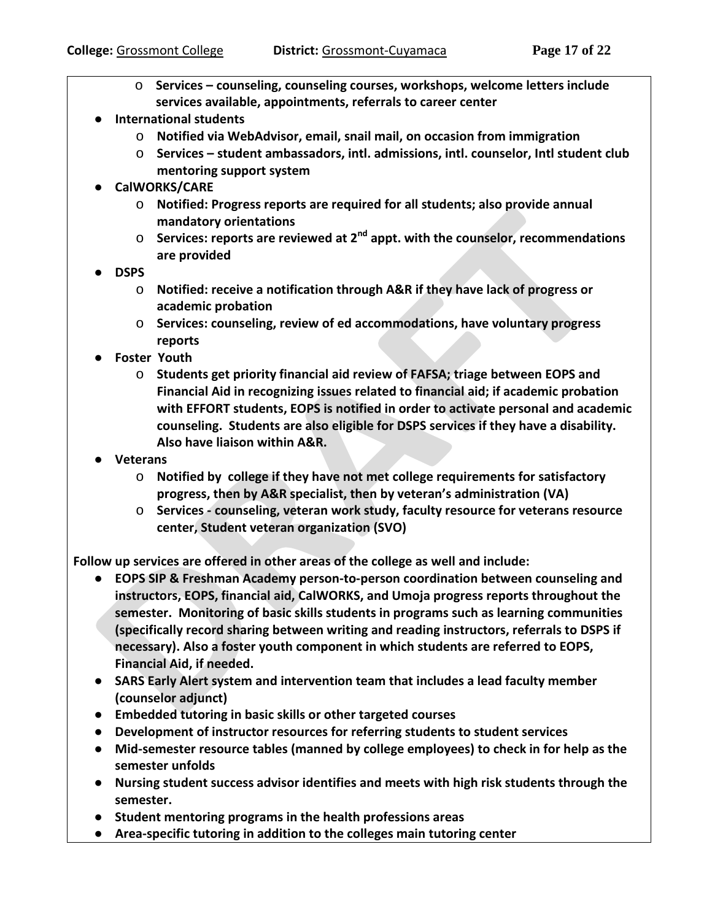- **Services – counseling, counseling courses, workshops, welcome letters include services available, appointments, referrals to career center**

- **International students**
  - **Notified via WebAdvisor, email, snail mail, on occasion from immigration**
  - **Services – student ambassadors, intl. admissions, intl. counselor, Intl student club mentoring support system**
- **CalWORKS/CARE**
  - **Notified: Progress reports are required for all students; also provide annual mandatory orientations**
  - **Services: reports are reviewed at 2nd appt. with the counselor, recommendations are provided**
- **DSPS**
  - **Notified: receive a notification through A&R if they have lack of progress or academic probation**
  - **Services: counseling, review of ed accommodations, have voluntary progress reports**
- **Foster Youth**
  - **Students get priority financial aid review of FAFSA; triage between EOPS and Financial Aid in recognizing issues related to financial aid; if academic probation with EFFORT students, EOPS is notified in order to activate personal and academic counseling. Students are also eligible for DSPS services if they have a disability. Also have liaison within A&R.**
- **Veterans**
  - **Notified by college if they have not met college requirements for satisfactory progress, then by A&R specialist, then by veteran's administration (VA)**
  - **Services - counseling, veteran work study, faculty resource for veterans resource center, Student veteran organization (SVO)**

**Follow up services are offered in other areas of the college as well and include:**

- **EOPS SIP & Freshman Academy person-to-person coordination between counseling and instructors, EOPS, financial aid, CalWORKS, and Umoja progress reports throughout the semester. Monitoring of basic skills students in programs such as learning communities (specifically record sharing between writing and reading instructors, referrals to DSPS if necessary). Also a foster youth component in which students are referred to EOPS, Financial Aid, if needed.**
- **SARS Early Alert system and intervention team that includes a lead faculty member (counselor adjunct)**
- **Embedded tutoring in basic skills or other targeted courses**
- **Development of instructor resources for referring students to student services**
- **Mid-semester resource tables (manned by college employees) to check in for help as the semester unfolds**
- **Nursing student success advisor identifies and meets with high risk students through the semester.**
- **Student mentoring programs in the health professions areas**
- **Area-specific tutoring in addition to the colleges main tutoring center**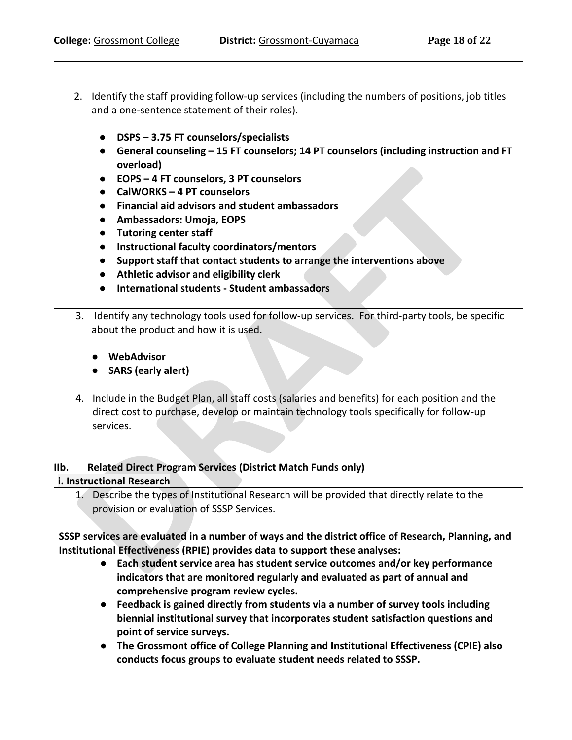2. Identify the staff providing follow-up services (including the numbers of positions, job titles and a one-sentence statement of their roles).

   - **DSPS – 3.75 FT counselors/specialists**
   - **General counseling – 15 FT counselors; 14 PT counselors (including instruction and FT overload)**
   - **EOPS – 4 FT counselors, 3 PT counselors**
   - **CalWORKS – 4 PT counselors**
   - **Financial aid advisors and student ambassadors**
   - **Ambassadors: Umoja, EOPS**
   - **Tutoring center staff**
   - **Instructional faculty coordinators/mentors**
   - **Support staff that contact students to arrange the interventions above**
   - **Athletic advisor and eligibility clerk**
   - **International students - Student ambassadors**

3. Identify any technology tools used for follow-up services. For third-party tools, be specific about the product and how it is used.

   - **WebAdvisor**
   - **SARS (early alert)**

4. Include in the Budget Plan, all staff costs (salaries and benefits) for each position and the direct cost to purchase, develop or maintain technology tools specifically for follow-up services.

## IIb. Related Direct Program Services (District Match Funds only)

### i. Instructional Research

1. Describe the types of Institutional Research will be provided that directly relate to the provision or evaluation of SSSP Services.

**SSSP services are evaluated in a number of ways and the district office of Research, Planning, and Institutional Effectiveness (RPIE) provides data to support these analyses:**

- **Each student service area has student service outcomes and/or key performance indicators that are monitored regularly and evaluated as part of annual and comprehensive program review cycles.**
- **Feedback is gained directly from students via a number of survey tools including biennial institutional survey that incorporates student satisfaction questions and point of service surveys.**
- **The Grossmont office of College Planning and Institutional Effectiveness (CPIE) also conducts focus groups to evaluate student needs related to SSSP.**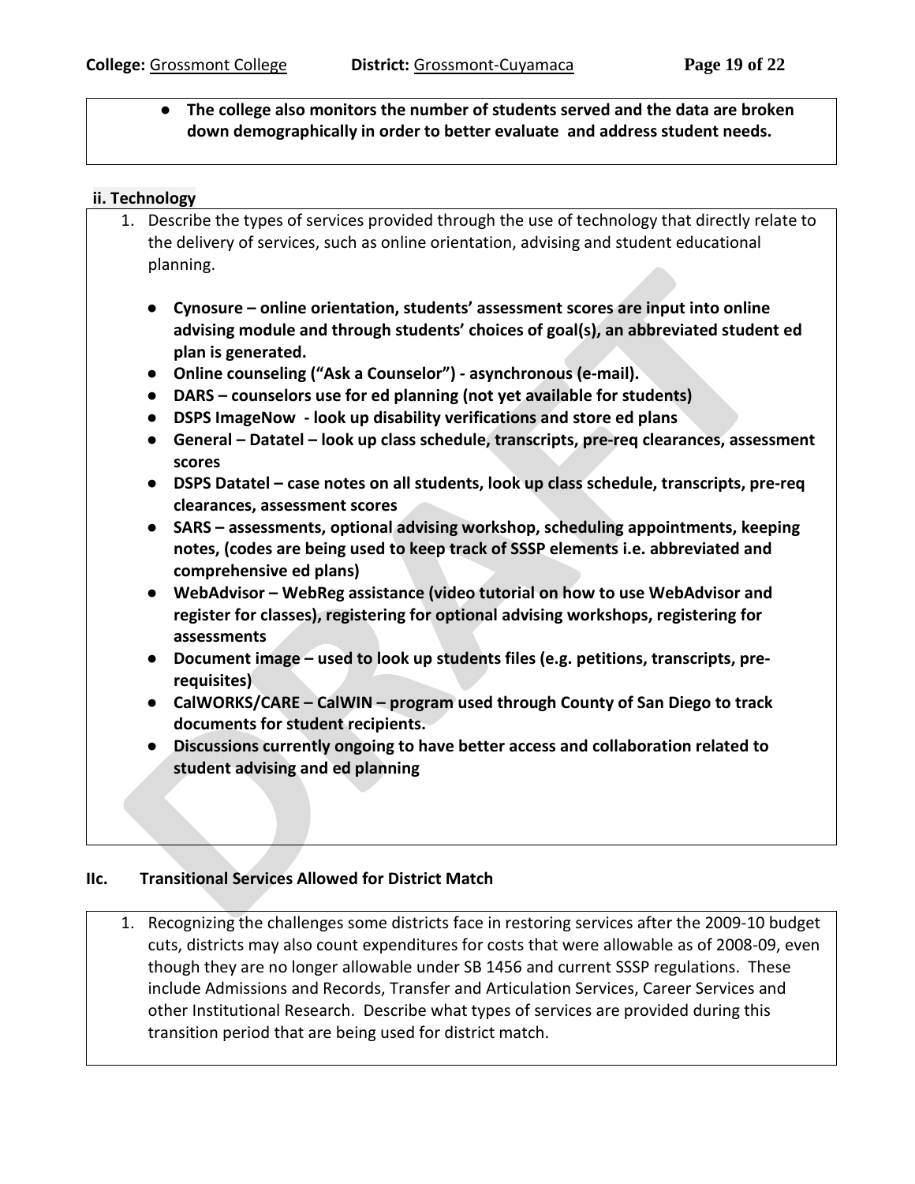- **The college also monitors the number of students served and the data are broken down demographically in order to better evaluate and address student needs.**

**ii. Technology**

1. Describe the types of services provided through the use of technology that directly relate to the delivery of services, such as online orientation, advising and student educational planning.

   - **Cynosure – online orientation, students' assessment scores are input into online advising module and through students' choices of goal(s), an abbreviated student ed plan is generated.**
   - **Online counseling ("Ask a Counselor") - asynchronous (e-mail).**
   - **DARS – counselors use for ed planning (not yet available for students)**
   - **DSPS ImageNow - look up disability verifications and store ed plans**
   - **General – Datatel – look up class schedule, transcripts, pre-req clearances, assessment scores**
   - **DSPS Datatel – case notes on all students, look up class schedule, transcripts, pre-req clearances, assessment scores**
   - **SARS – assessments, optional advising workshop, scheduling appointments, keeping notes, (codes are being used to keep track of SSSP elements i.e. abbreviated and comprehensive ed plans)**
   - **WebAdvisor – WebReg assistance (video tutorial on how to use WebAdvisor and register for classes), registering for optional advising workshops, registering for assessments**
   - **Document image – used to look up students files (e.g. petitions, transcripts, pre-requisites)**
   - **CalWORKS/CARE – CalWIN – program used through County of San Diego to track documents for student recipients.**
   - **Discussions currently ongoing to have better access and collaboration related to student advising and ed planning**

**IIc. Transitional Services Allowed for District Match**

1. Recognizing the challenges some districts face in restoring services after the 2009-10 budget cuts, districts may also count expenditures for costs that were allowable as of 2008-09, even though they are no longer allowable under SB 1456 and current SSSP regulations. These include Admissions and Records, Transfer and Articulation Services, Career Services and other Institutional Research. Describe what types of services are provided during this transition period that are being used for district match.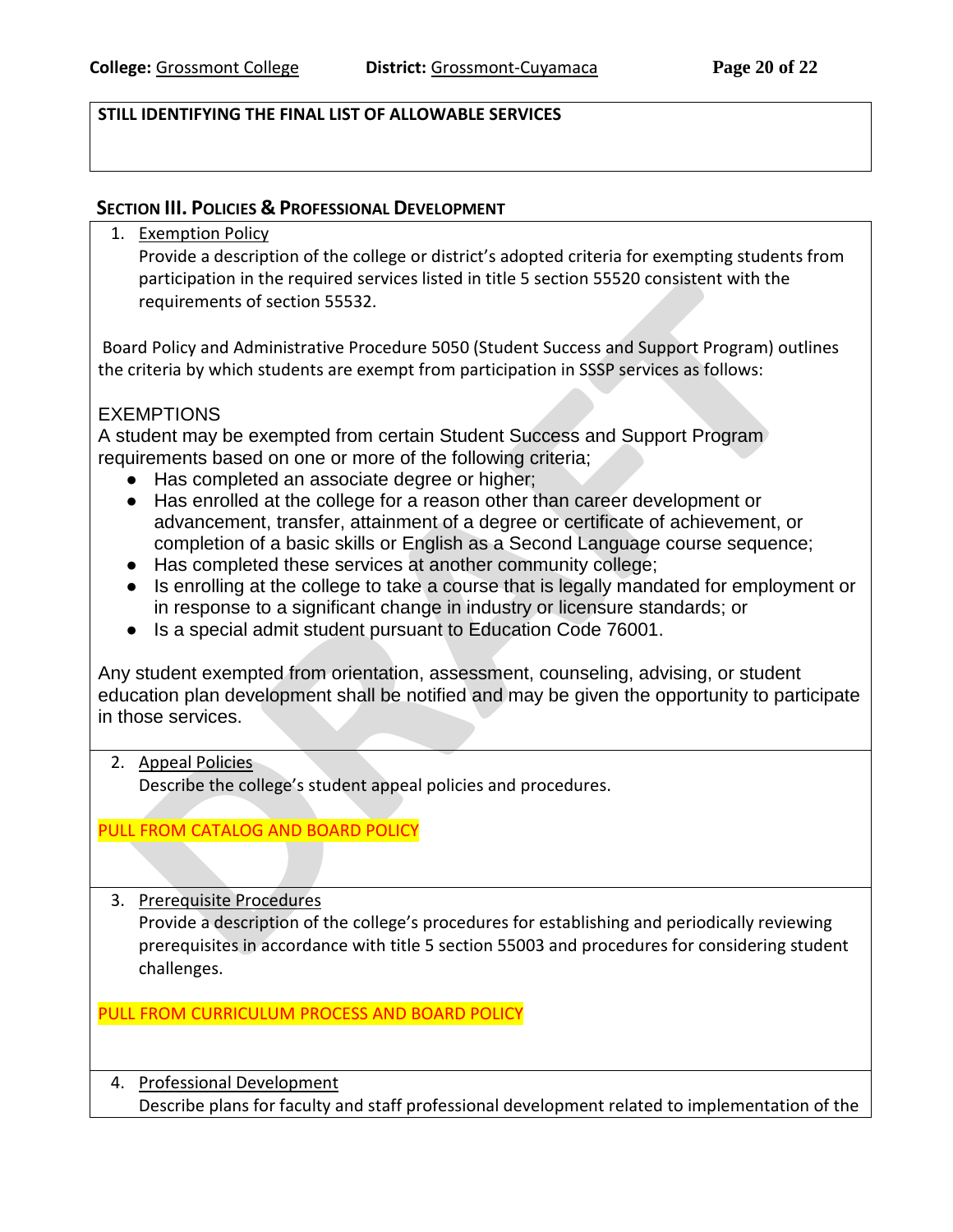**STILL IDENTIFYING THE FINAL LIST OF ALLOWABLE SERVICES**

## SECTION III. POLICIES & PROFESSIONAL DEVELOPMENT

1. Exemption Policy
   Provide a description of the college or district's adopted criteria for exempting students from participation in the required services listed in title 5 section 55520 consistent with the requirements of section 55532.

Board Policy and Administrative Procedure 5050 (Student Success and Support Program) outlines the criteria by which students are exempt from participation in SSSP services as follows:

EXEMPTIONS
A student may be exempted from certain Student Success and Support Program requirements based on one or more of the following criteria;

- Has completed an associate degree or higher;
- Has enrolled at the college for a reason other than career development or advancement, transfer, attainment of a degree or certificate of achievement, or completion of a basic skills or English as a Second Language course sequence;
- Has completed these services at another community college;
- Is enrolling at the college to take a course that is legally mandated for employment or in response to a significant change in industry or licensure standards; or
- Is a special admit student pursuant to Education Code 76001.

Any student exempted from orientation, assessment, counseling, advising, or student education plan development shall be notified and may be given the opportunity to participate in those services.

2. Appeal Policies
   Describe the college's student appeal policies and procedures.

PULL FROM CATALOG AND BOARD POLICY

3. Prerequisite Procedures
   Provide a description of the college's procedures for establishing and periodically reviewing prerequisites in accordance with title 5 section 55003 and procedures for considering student challenges.

PULL FROM CURRICULUM PROCESS AND BOARD POLICY

4. Professional Development
   Describe plans for faculty and staff professional development related to implementation of the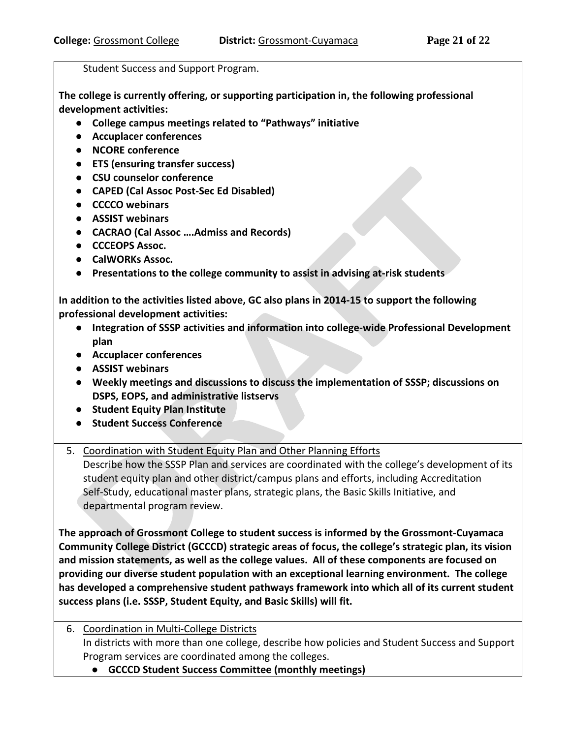Student Success and Support Program.

**The college is currently offering, or supporting participation in, the following professional development activities:**

- **College campus meetings related to "Pathways" initiative**
- **Accuplacer conferences**
- **NCORE conference**
- **ETS (ensuring transfer success)**
- **CSU counselor conference**
- **CAPED (Cal Assoc Post-Sec Ed Disabled)**
- **CCCCO webinars**
- **ASSIST webinars**
- **CACRAO (Cal Assoc ….Admiss and Records)**
- **CCCEOPS Assoc.**
- **CalWORKs Assoc.**
- **Presentations to the college community to assist in advising at-risk students**

**In addition to the activities listed above, GC also plans in 2014-15 to support the following professional development activities:**

- **Integration of SSSP activities and information into college-wide Professional Development plan**
- **Accuplacer conferences**
- **ASSIST webinars**
- **Weekly meetings and discussions to discuss the implementation of SSSP; discussions on DSPS, EOPS, and administrative listservs**
- **Student Equity Plan Institute**
- **Student Success Conference**

5. Coordination with Student Equity Plan and Other Planning Efforts
   Describe how the SSSP Plan and services are coordinated with the college's development of its student equity plan and other district/campus plans and efforts, including Accreditation Self-Study, educational master plans, strategic plans, the Basic Skills Initiative, and departmental program review.

**The approach of Grossmont College to student success is informed by the Grossmont-Cuyamaca Community College District (GCCCD) strategic areas of focus, the college's strategic plan, its vision and mission statements, as well as the college values. All of these components are focused on providing our diverse student population with an exceptional learning environment. The college has developed a comprehensive student pathways framework into which all of its current student success plans (i.e. SSSP, Student Equity, and Basic Skills) will fit.**

6. Coordination in Multi-College Districts
   In districts with more than one college, describe how policies and Student Success and Support Program services are coordinated among the colleges.
   - **GCCCD Student Success Committee (monthly meetings)**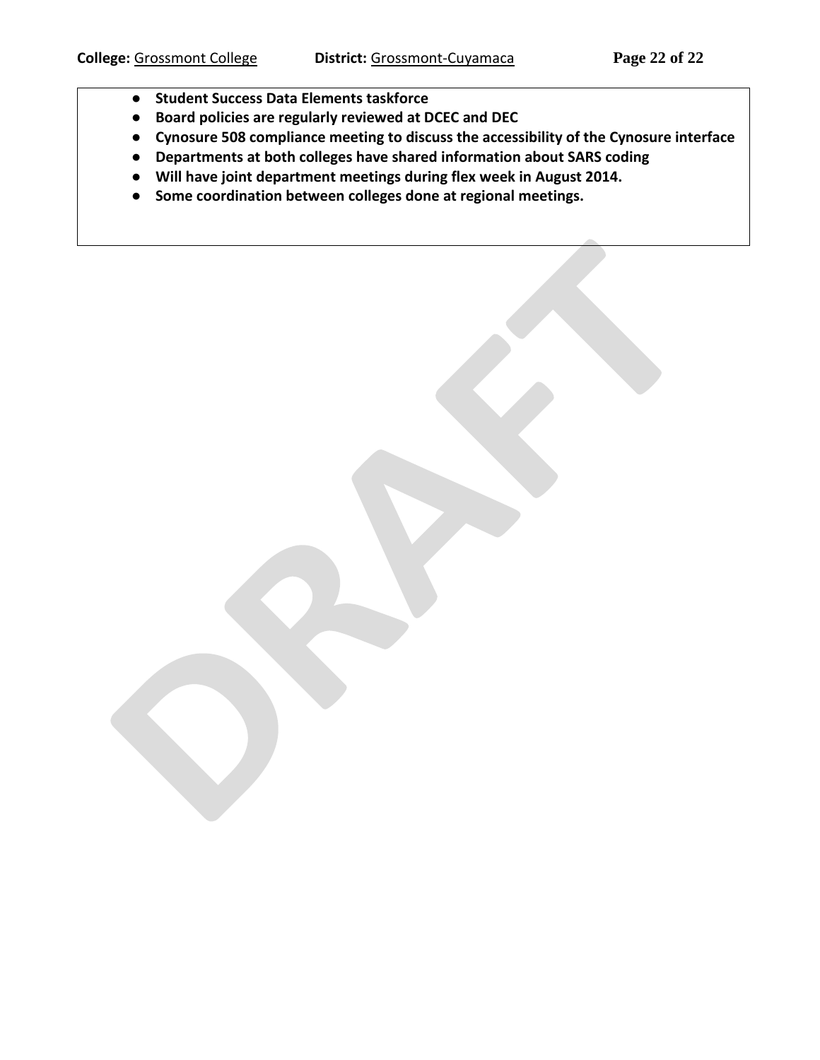- **Student Success Data Elements taskforce**
- **Board policies are regularly reviewed at DCEC and DEC**
- **Cynosure 508 compliance meeting to discuss the accessibility of the Cynosure interface**
- **Departments at both colleges have shared information about SARS coding**
- **Will have joint department meetings during flex week in August 2014.**
- **Some coordination between colleges done at regional meetings.**